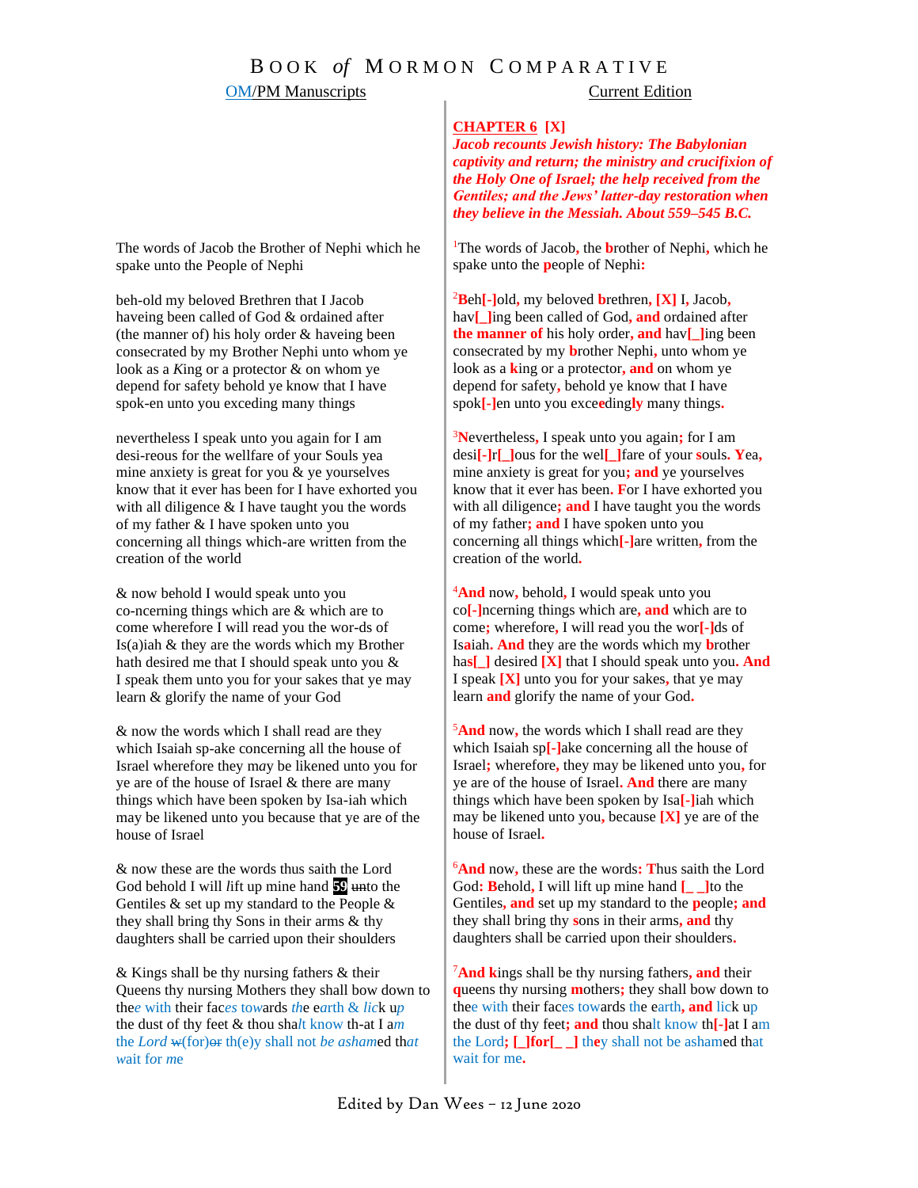# Book *of* Mormon Comparative

| OM/PM Manuscripts | Current Edition |
|---|---|
| | **CHAPTER 6 [X]** ***Jacob recounts Jewish history: The Babylonian captivity and return; the ministry and crucifixion of the Holy One of Israel; the help received from the Gentiles; and the Jews' latter-day restoration when they believe in the Messiah. About 559–545 B.C.*** |
| The words of Jacob the Brother of Nephi which he spake unto the People of Nephi | [1]The words of Jacob, the brother of Nephi, which he spake unto the people of Nephi: |
| beh-old my beloved Brethren that I Jacob haveing been called of God & ordained after (the manner of) his holy order & haveing been consecrated by my Brother Nephi unto whom ye look as a King or a protector & on whom ye depend for safety behold ye know that I have spok-en unto you exceding many things | [2]Beh[-]old, my beloved brethren, [X] I, Jacob, hav[_]ing been called of God, and ordained after the manner of his holy order, and hav[_]ing been consecrated by my brother Nephi, unto whom ye look as a king or a protector, and on whom ye depend for safety, behold ye know that I have spok[-]en unto you exceedingly many things. |
| nevertheless I speak unto you again for I am desi-reous for the wellfare of your Souls yea mine anxiety is great for you & ye yourselves know that it ever has been for I have exhorted you with all diligence & I have taught you the words of my father & I have spoken unto you concerning all things which-are written from the creation of the world | [3]Nevertheless, I speak unto you again; for I am desi[-]r[_]ous for the wel[_]fare of your souls. Yea, mine anxiety is great for you; and ye yourselves know that it ever has been. For I have exhorted you with all diligence; and I have taught you the words of my father; and I have spoken unto you concerning all things which[-]are written, from the creation of the world. |
| & now behold I would speak unto you co-ncerning things which are & which are to come wherefore I will read you the wor-ds of Is(a)iah & they are the words which my Brother hath desired me that I should speak unto you & I speak them unto you for your sakes that ye may learn & glorify the name of your God | [4]And now, behold, I would speak unto you co[-]ncerning things which are, and which are to come; wherefore, I will read you the wor[-]ds of Isaiah. And they are the words which my brother has[_] desired [X] that I should speak unto you. And I speak [X] unto you for your sakes, that ye may learn and glorify the name of your God. |
| & now the words which I shall read are they which Isaiah sp-ake concerning all the house of Israel wherefore they may be likened unto you for ye are of the house of Israel & there are many things which have been spoken by Isa-iah which may be likened unto you because that ye are of the house of Israel | [5]And now, the words which I shall read are they which Isaiah sp[-]ake concerning all the house of Israel; wherefore, they may be likened unto you, for ye are of the house of Israel. And there are many things which have been spoken by Isa[-]iah which may be likened unto you, because [X] ye are of the house of Israel. |
| & now these are the words thus saith the Lord God behold I will lift up mine hand 59 ~~un~~to the Gentiles & set up my standard to the People & they shall bring thy Sons in their arms & thy daughters shall be carried upon their shoulders | [6]And now, these are the words: Thus saith the Lord God: Behold, I will lift up mine hand [_ _]to the Gentiles, and set up my standard to the people; and they shall bring thy sons in their arms, and thy daughters shall be carried upon their shoulders. |
| & Kings shall be thy nursing fathers & their Queens thy nursing Mothers they shall bow down to thee with their faces towards the earth & lick up the dust of thy feet & thou shalt know th-at I am the Lord ~~w~~(for)~~or~~ th(e)y shall not be ashamed that wait for me | [7]And kings shall be thy nursing fathers, and their queens thy nursing mothers; they shall bow down to thee with their faces towards the earth, and lick up the dust of thy feet; and thou shalt know th[-]at I am the Lord; [_]for[_ _] they shall not be ashamed that wait for me. |

Edited by Dan Wees – 12 June 2020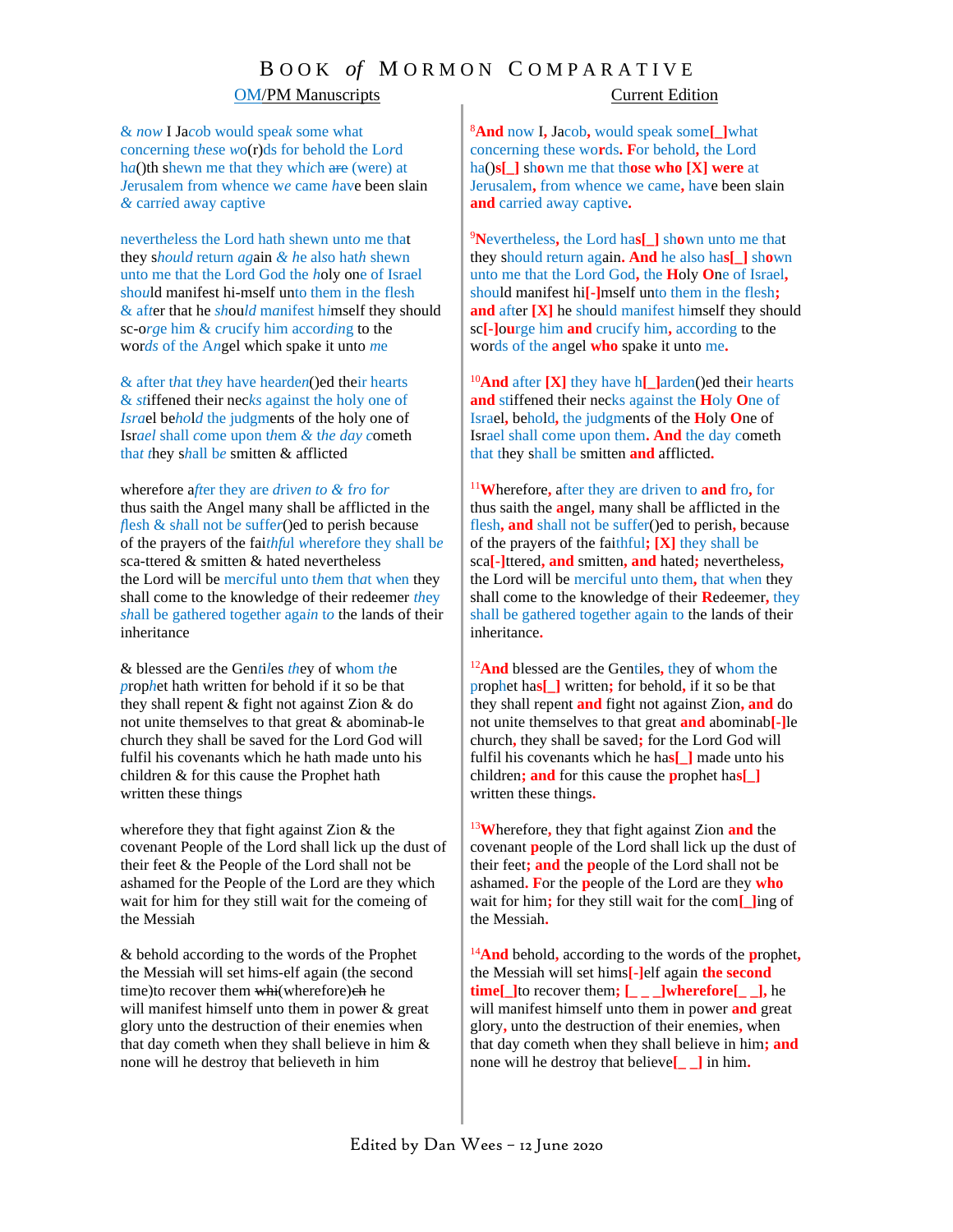# BOOK *of* MORMON COMPARATIVE

| OM/PM Manuscripts | Current Edition |
|---|---|
| & now I Jacob would speak some what concerning these wo(r)ds for behold the Lord ha()th shewn me that they which ~~are~~ (were) at Jerusalem from whence we came have been slain & carried away captive | [8]And now I, Jacob, would speak some[_]what concerning these words. For behold, the Lord ha()s[_] shown me that those who [X] were at Jerusalem, from whence we came, have been slain and carried away captive. |
| nevertheless the Lord hath shewn unto me that they should return again & he also hath shewn unto me that the Lord God the holy one of Israel should manifest hi-mself unto them in the flesh & after that he should manifest himself they should sc-orge him & crucify him according to the words of the Angel which spake it unto me | [9]Nevertheless, the Lord has[_] shown unto me that they should return again. And he also has[_] shown unto me that the Lord God, the Holy One of Israel, should manifest hi[-]mself unto them in the flesh; and after [X] he should manifest himself they should sc[-]ourge him and crucify him, according to the words of the angel who spake it unto me. |
| & after that they have hearden()ed their hearts & stiffened their necks against the holy one of Israel behold the judgments of the holy one of Israel shall come upon them & the day cometh that they shall be smitten & afflicted | [10]And after [X] they have h[_]arden()ed their hearts and stiffened their necks against the Holy One of Israel, behold, the judgments of the Holy One of Israel shall come upon them. And the day cometh that they shall be smitten and afflicted. |
| wherefore after they are driven to & fro for thus saith the Angel many shall be afflicted in the flesh & shall not be suffer()ed to perish because of the prayers of the faithful wherefore they shall be sca-ttered & smitten & hated nevertheless the Lord will be merciful unto them that when they shall come to the knowledge of their redeemer they shall be gathered together again to the lands of their inheritance | [11]Wherefore, after they are driven to and fro, for thus saith the angel, many shall be afflicted in the flesh, and shall not be suffer()ed to perish, because of the prayers of the faithful; [X] they shall be sca[-]ttered, and smitten, and hated; nevertheless, the Lord will be merciful unto them, that when they shall come to the knowledge of their Redeemer, they shall be gathered together again to the lands of their inheritance. |
| & blessed are the Gentiles they of whom the prophet hath written for behold if it so be that they shall repent & fight not against Zion & do not unite themselves to that great & abominab-le church they shall be saved for the Lord God will fulfil his covenants which he hath made unto his children & for this cause the Prophet hath written these things | [12]And blessed are the Gentiles, they of whom the prophet has[_] written; for behold, if it so be that they shall repent and fight not against Zion, and do not unite themselves to that great and abominab[-]le church, they shall be saved; for the Lord God will fulfil his covenants which he has[_] made unto his children; and for this cause the prophet has[_] written these things. |
| wherefore they that fight against Zion & the covenant People of the Lord shall lick up the dust of their feet & the People of the Lord shall not be ashamed for the People of the Lord are they which wait for him for they still wait for the comeing of the Messiah | [13]Wherefore, they that fight against Zion and the covenant people of the Lord shall lick up the dust of their feet; and the people of the Lord shall not be ashamed. For the people of the Lord are they who wait for him; for they still wait for the com[_]ing of the Messiah. |
| & behold according to the words of the Prophet the Messiah will set hims-elf again (the second time)to recover them ~~whi~~(wherefore)~~ch~~ he will manifest himself unto them in power & great glory unto the destruction of their enemies when that day cometh when they shall believe in him & none will he destroy that believeth in him | [14]And behold, according to the words of the prophet, the Messiah will set hims[-]elf again the second time[_]to recover them; [_ _ _]wherefore[_ _], he will manifest himself unto them in power and great glory, unto the destruction of their enemies, when that day cometh when they shall believe in him; and none will he destroy that believe[_ _] in him. |

Edited by Dan Wees – 12 June 2020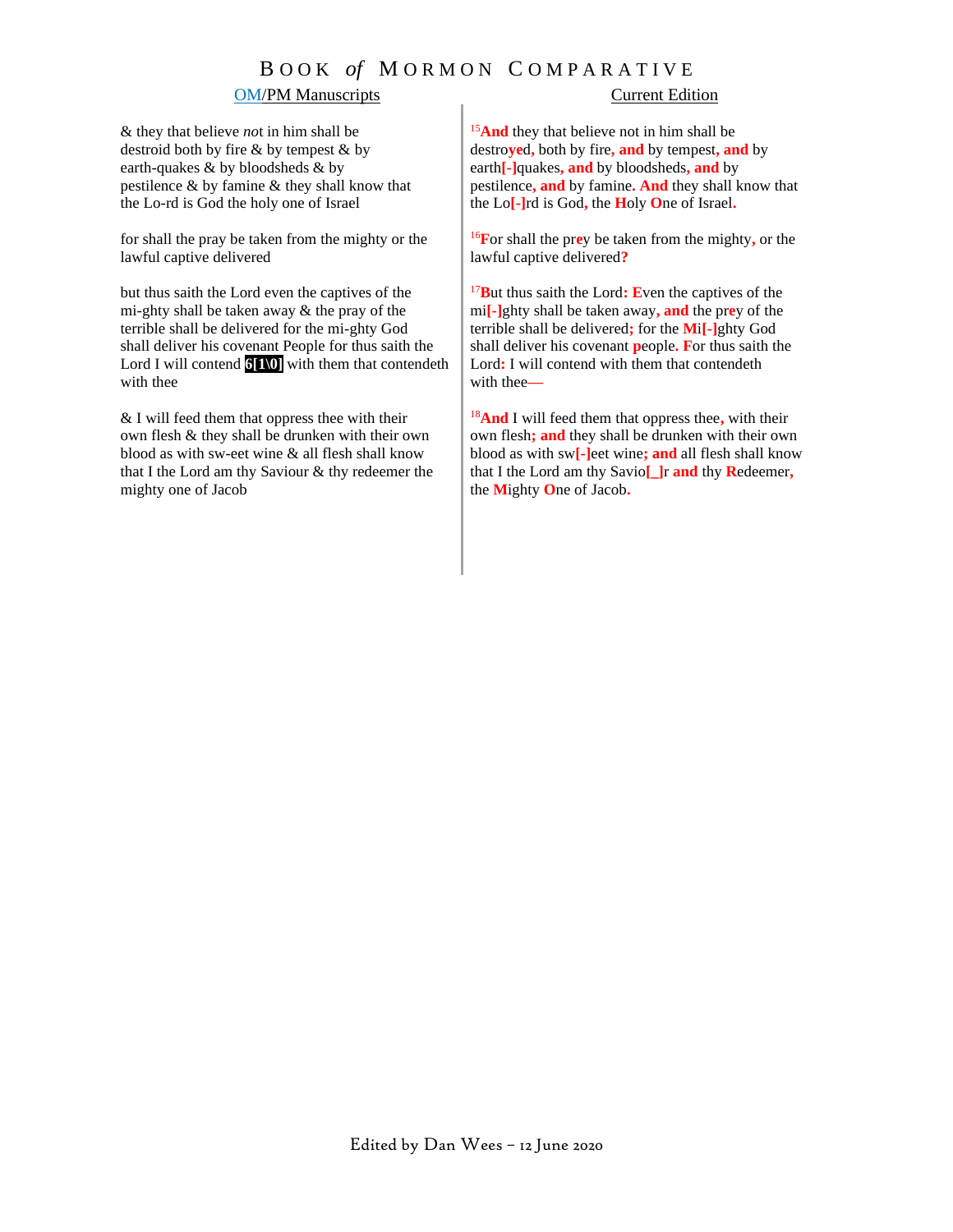# BOOK *of* MORMON COMPARATIVE

| OM/PM Manuscripts | Current Edition |
|---|---|
| & they that believe *not* in him shall be destroid both by fire & by tempest & by earth-quakes & by bloodsheds & by pestilence & by famine & they shall know that the Lo-rd is God the holy one of Israel | [15]**And** they that believe not in him shall be destro**ye**d**,** both by fire**, and** by tempest**, and** by earth**[-]**quakes**, and** by bloodsheds**, and** by pestilence**, and** by famine**. And** they shall know that the Lo**[-]**rd is God**,** the **H**oly **O**ne of Israel**.** |
| for shall the pray be taken from the mighty or the lawful captive delivered | [16]**F**or shall the pr**e**y be taken from the mighty**,** or the lawful captive delivered**?** |
| but thus saith the Lord even the captives of the mi-ghty shall be taken away & the pray of the terrible shall be delivered for the mi-ghty God shall deliver his covenant People for thus saith the Lord I will contend **6[1\0]** with them that contendeth with thee | [17]**B**ut thus saith the Lord**: E**ven the captives of the mi**[-]**ghty shall be taken away**, and** the pr**e**y of the terrible shall be delivered**;** for the **M**i**[-]**ghty God shall deliver his covenant **p**eople**. F**or thus saith the Lord**:** I will contend with them that contendeth with thee**—** |
| & I will feed them that oppress thee with their own flesh & they shall be drunken with their own blood as with sw-eet wine & all flesh shall know that I the Lord am thy Saviour & thy redeemer the mighty one of Jacob | [18]**And** I will feed them that oppress thee**,** with their own flesh**; and** they shall be drunken with their own blood as with sw**[-]**eet wine**; and** all flesh shall know that I the Lord am thy Savio**[_]**r **and** thy **R**edeemer**,** the **M**ighty **O**ne of Jacob**.** |

Edited by Dan Wees – 12 June 2020